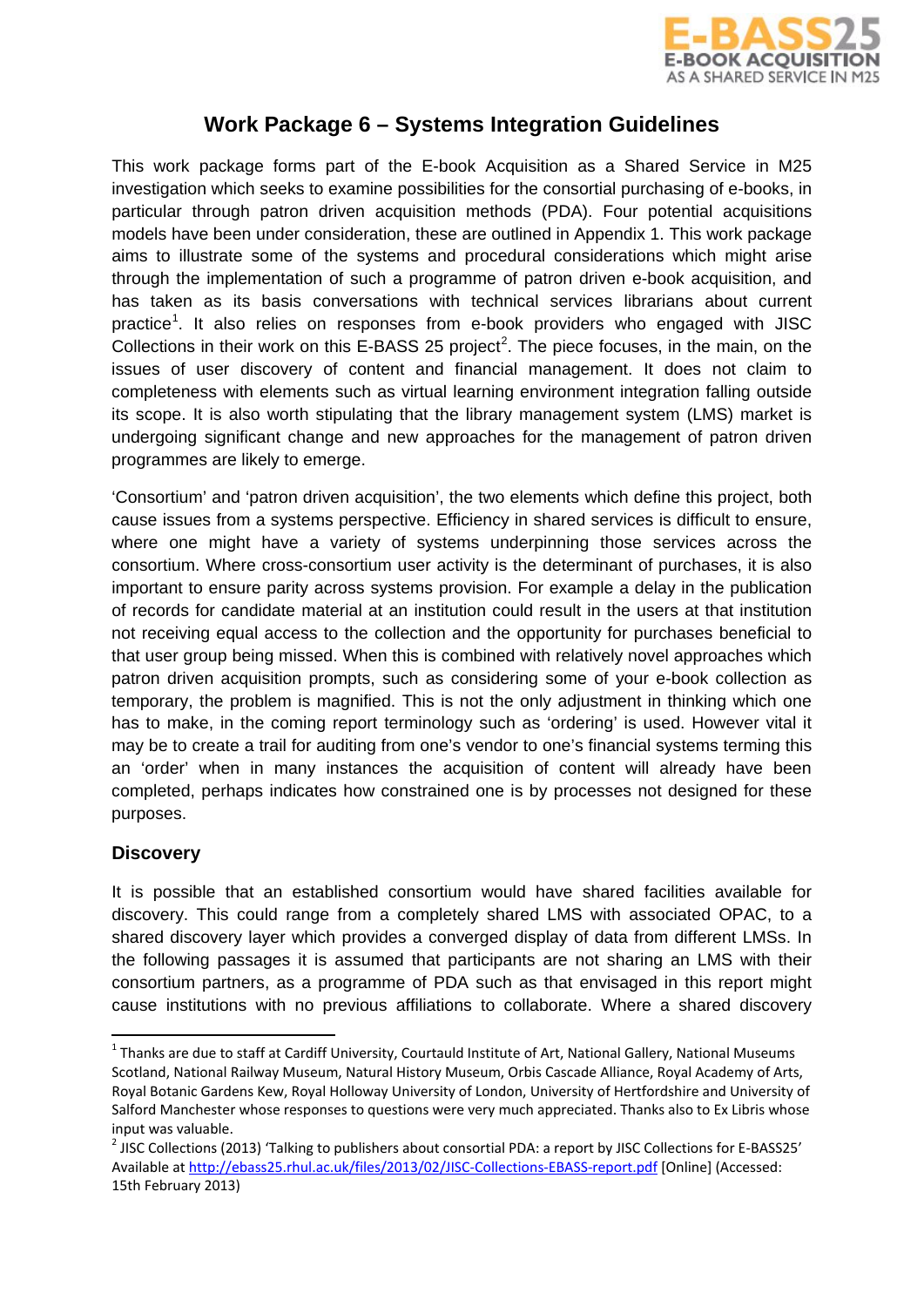# Work Package 6 – Systems Integration Guidelines

This work package forms part of the E-book Acquisition as a Shared Service in M25 investigation which seeks to examine possibilities for the consortial purchasing of e-books, in particular through patron driven acquisition methods (PDA). Four potential acquisitions models have been under consideration, these are outlined in Appendix 1. This work package aims to illustrate some of the systems and procedural considerations which might arise through the implementation of such a programme of patron driven e-book acquisition, and has taken as its basis conversations with technical services librarians about current practice[1]. It also relies on responses from e-book providers who engaged with JISC Collections in their work on this E-BASS 25 project[2]. The piece focuses, in the main, on the issues of user discovery of content and financial management. It does not claim to completeness with elements such as virtual learning environment integration falling outside its scope. It is also worth stipulating that the library management system (LMS) market is undergoing significant change and new approaches for the management of patron driven programmes are likely to emerge.

'Consortium' and 'patron driven acquisition', the two elements which define this project, both cause issues from a systems perspective. Efficiency in shared services is difficult to ensure, where one might have a variety of systems underpinning those services across the consortium. Where cross-consortium user activity is the determinant of purchases, it is also important to ensure parity across systems provision. For example a delay in the publication of records for candidate material at an institution could result in the users at that institution not receiving equal access to the collection and the opportunity for purchases beneficial to that user group being missed. When this is combined with relatively novel approaches which patron driven acquisition prompts, such as considering some of your e-book collection as temporary, the problem is magnified. This is not the only adjustment in thinking which one has to make, in the coming report terminology such as 'ordering' is used. However vital it may be to create a trail for auditing from one's vendor to one's financial systems terming this an 'order' when in many instances the acquisition of content will already have been completed, perhaps indicates how constrained one is by processes not designed for these purposes.

## Discovery

It is possible that an established consortium would have shared facilities available for discovery. This could range from a completely shared LMS with associated OPAC, to a shared discovery layer which provides a converged display of data from different LMSs. In the following passages it is assumed that participants are not sharing an LMS with their consortium partners, as a programme of PDA such as that envisaged in this report might cause institutions with no previous affiliations to collaborate. Where a shared discovery

---

[1] Thanks are due to staff at Cardiff University, Courtauld Institute of Art, National Gallery, National Museums Scotland, National Railway Museum, Natural History Museum, Orbis Cascade Alliance, Royal Academy of Arts, Royal Botanic Gardens Kew, Royal Holloway University of London, University of Hertfordshire and University of Salford Manchester whose responses to questions were very much appreciated. Thanks also to Ex Libris whose input was valuable.

[2] JISC Collections (2013) 'Talking to publishers about consortial PDA: a report by JISC Collections for E-BASS25' Available at http://ebass25.rhul.ac.uk/files/2013/02/JISC-Collections-EBASS-report.pdf [Online] (Accessed: 15th February 2013)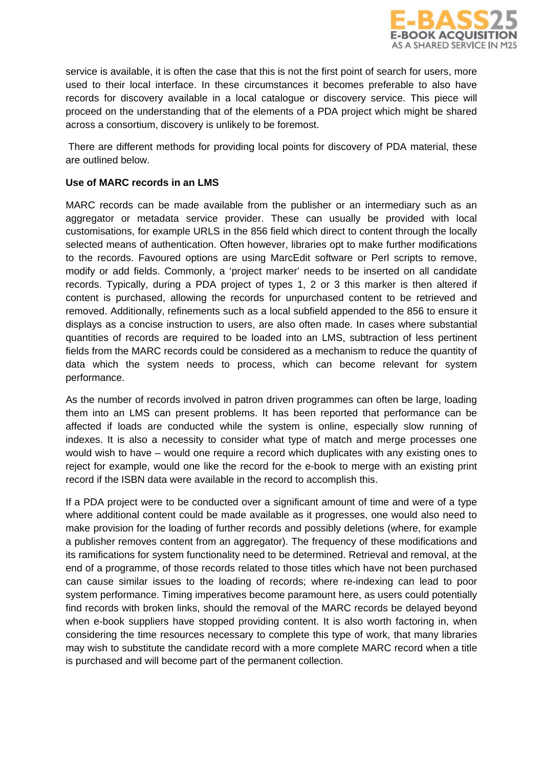service is available, it is often the case that this is not the first point of search for users, more used to their local interface. In these circumstances it becomes preferable to also have records for discovery available in a local catalogue or discovery service. This piece will proceed on the understanding that of the elements of a PDA project which might be shared across a consortium, discovery is unlikely to be foremost.

There are different methods for providing local points for discovery of PDA material, these are outlined below.

**Use of MARC records in an LMS**

MARC records can be made available from the publisher or an intermediary such as an aggregator or metadata service provider. These can usually be provided with local customisations, for example URLS in the 856 field which direct to content through the locally selected means of authentication. Often however, libraries opt to make further modifications to the records. Favoured options are using MarcEdit software or Perl scripts to remove, modify or add fields. Commonly, a 'project marker' needs to be inserted on all candidate records. Typically, during a PDA project of types 1, 2 or 3 this marker is then altered if content is purchased, allowing the records for unpurchased content to be retrieved and removed. Additionally, refinements such as a local subfield appended to the 856 to ensure it displays as a concise instruction to users, are also often made. In cases where substantial quantities of records are required to be loaded into an LMS, subtraction of less pertinent fields from the MARC records could be considered as a mechanism to reduce the quantity of data which the system needs to process, which can become relevant for system performance.

As the number of records involved in patron driven programmes can often be large, loading them into an LMS can present problems. It has been reported that performance can be affected if loads are conducted while the system is online, especially slow running of indexes. It is also a necessity to consider what type of match and merge processes one would wish to have – would one require a record which duplicates with any existing ones to reject for example, would one like the record for the e-book to merge with an existing print record if the ISBN data were available in the record to accomplish this.

If a PDA project were to be conducted over a significant amount of time and were of a type where additional content could be made available as it progresses, one would also need to make provision for the loading of further records and possibly deletions (where, for example a publisher removes content from an aggregator). The frequency of these modifications and its ramifications for system functionality need to be determined. Retrieval and removal, at the end of a programme, of those records related to those titles which have not been purchased can cause similar issues to the loading of records; where re-indexing can lead to poor system performance. Timing imperatives become paramount here, as users could potentially find records with broken links, should the removal of the MARC records be delayed beyond when e-book suppliers have stopped providing content. It is also worth factoring in, when considering the time resources necessary to complete this type of work, that many libraries may wish to substitute the candidate record with a more complete MARC record when a title is purchased and will become part of the permanent collection.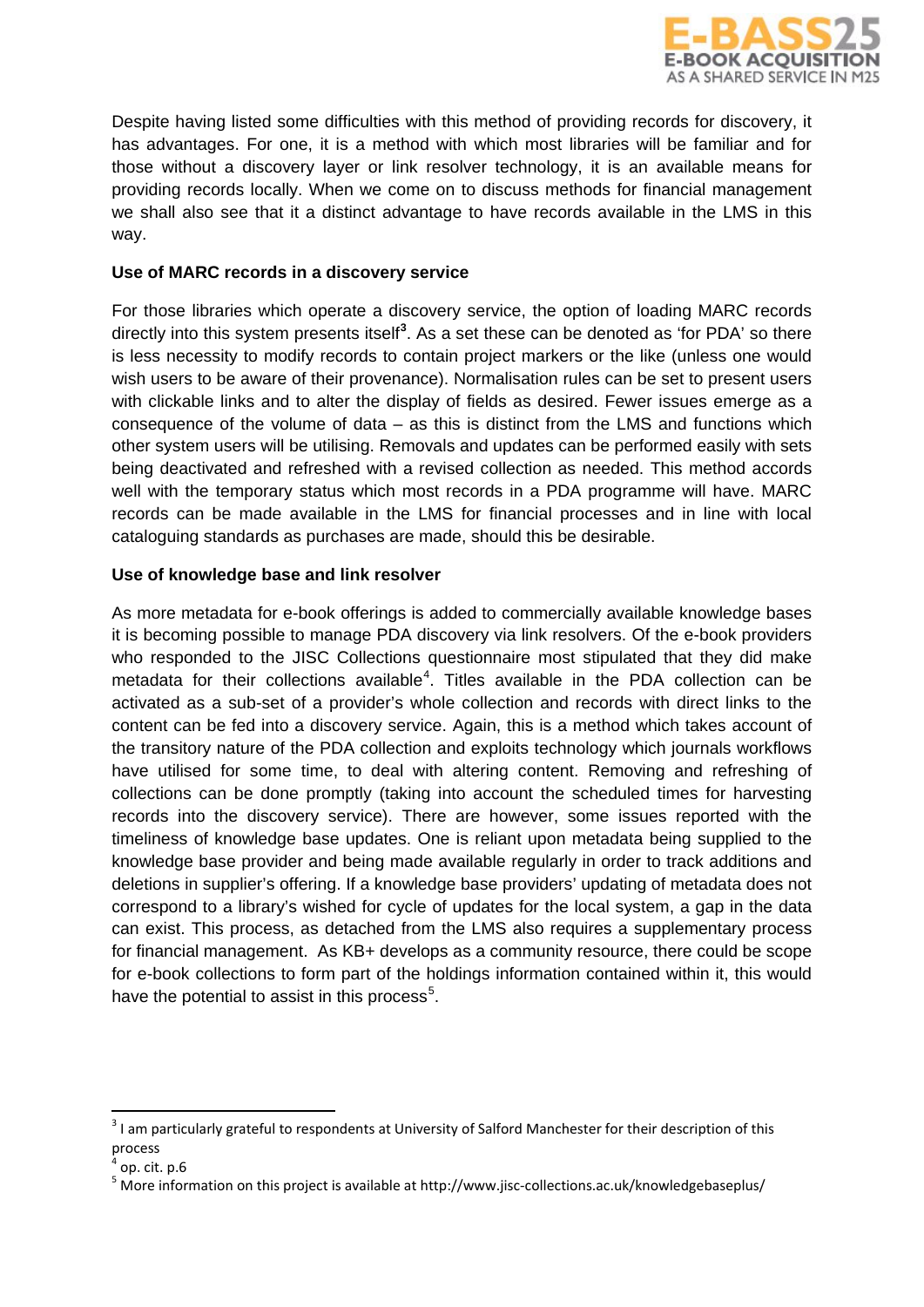Despite having listed some difficulties with this method of providing records for discovery, it has advantages. For one, it is a method with which most libraries will be familiar and for those without a discovery layer or link resolver technology, it is an available means for providing records locally. When we come on to discuss methods for financial management we shall also see that it a distinct advantage to have records available in the LMS in this way.

**Use of MARC records in a discovery service**

For those libraries which operate a discovery service, the option of loading MARC records directly into this system presents itself[3]. As a set these can be denoted as 'for PDA' so there is less necessity to modify records to contain project markers or the like (unless one would wish users to be aware of their provenance). Normalisation rules can be set to present users with clickable links and to alter the display of fields as desired. Fewer issues emerge as a consequence of the volume of data – as this is distinct from the LMS and functions which other system users will be utilising. Removals and updates can be performed easily with sets being deactivated and refreshed with a revised collection as needed. This method accords well with the temporary status which most records in a PDA programme will have. MARC records can be made available in the LMS for financial processes and in line with local cataloguing standards as purchases are made, should this be desirable.

**Use of knowledge base and link resolver**

As more metadata for e-book offerings is added to commercially available knowledge bases it is becoming possible to manage PDA discovery via link resolvers. Of the e-book providers who responded to the JISC Collections questionnaire most stipulated that they did make metadata for their collections available[4]. Titles available in the PDA collection can be activated as a sub-set of a provider's whole collection and records with direct links to the content can be fed into a discovery service. Again, this is a method which takes account of the transitory nature of the PDA collection and exploits technology which journals workflows have utilised for some time, to deal with altering content. Removing and refreshing of collections can be done promptly (taking into account the scheduled times for harvesting records into the discovery service). There are however, some issues reported with the timeliness of knowledge base updates. One is reliant upon metadata being supplied to the knowledge base provider and being made available regularly in order to track additions and deletions in supplier's offering. If a knowledge base providers' updating of metadata does not correspond to a library's wished for cycle of updates for the local system, a gap in the data can exist. This process, as detached from the LMS also requires a supplementary process for financial management. As KB+ develops as a community resource, there could be scope for e-book collections to form part of the holdings information contained within it, this would have the potential to assist in this process[5].

---

[3] I am particularly grateful to respondents at University of Salford Manchester for their description of this process

[4] op. cit. p.6

[5] More information on this project is available at http://www.jisc-collections.ac.uk/knowledgebaseplus/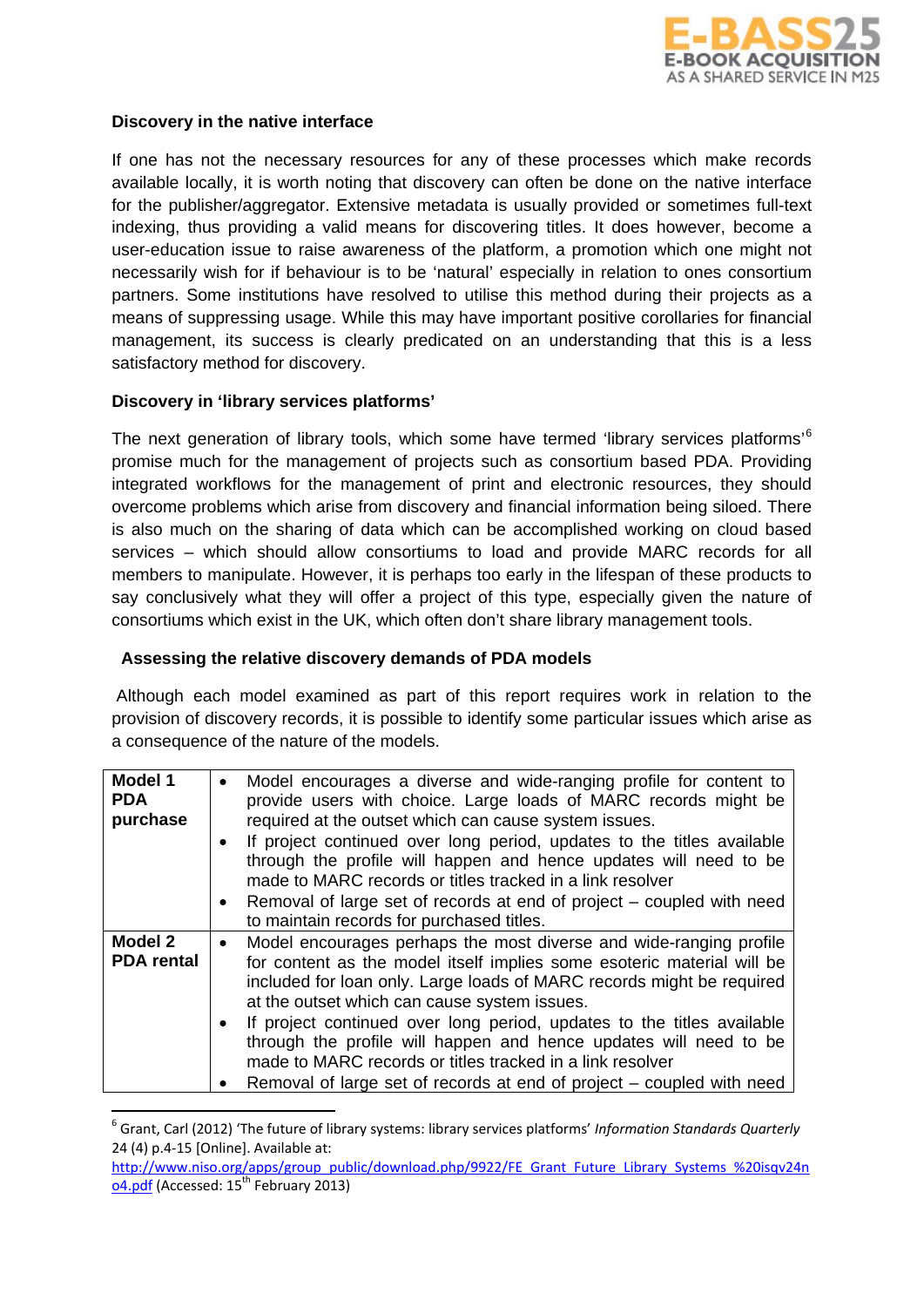### Discovery in the native interface

If one has not the necessary resources for any of these processes which make records available locally, it is worth noting that discovery can often be done on the native interface for the publisher/aggregator. Extensive metadata is usually provided or sometimes full-text indexing, thus providing a valid means for discovering titles. It does however, become a user-education issue to raise awareness of the platform, a promotion which one might not necessarily wish for if behaviour is to be 'natural' especially in relation to ones consortium partners. Some institutions have resolved to utilise this method during their projects as a means of suppressing usage. While this may have important positive corollaries for financial management, its success is clearly predicated on an understanding that this is a less satisfactory method for discovery.

### Discovery in 'library services platforms'

The next generation of library tools, which some have termed 'library services platforms'[6] promise much for the management of projects such as consortium based PDA. Providing integrated workflows for the management of print and electronic resources, they should overcome problems which arise from discovery and financial information being siloed. There is also much on the sharing of data which can be accomplished working on cloud based services – which should allow consortiums to load and provide MARC records for all members to manipulate. However, it is perhaps too early in the lifespan of these products to say conclusively what they will offer a project of this type, especially given the nature of consortiums which exist in the UK, which often don't share library management tools.

### Assessing the relative discovery demands of PDA models

Although each model examined as part of this report requires work in relation to the provision of discovery records, it is possible to identify some particular issues which arise as a consequence of the nature of the models.

| Model | Issues |
|---|---|
| **Model 1 PDA purchase** | • Model encourages a diverse and wide-ranging profile for content to provide users with choice. Large loads of MARC records might be required at the outset which can cause system issues.<br>• If project continued over long period, updates to the titles available through the profile will happen and hence updates will need to be made to MARC records or titles tracked in a link resolver<br>• Removal of large set of records at end of project – coupled with need to maintain records for purchased titles. |
| **Model 2 PDA rental** | • Model encourages perhaps the most diverse and wide-ranging profile for content as the model itself implies some esoteric material will be included for loan only. Large loads of MARC records might be required at the outset which can cause system issues.<br>• If project continued over long period, updates to the titles available through the profile will happen and hence updates will need to be made to MARC records or titles tracked in a link resolver<br>• Removal of large set of records at end of project – coupled with need |

[6] Grant, Carl (2012) 'The future of library systems: library services platforms' *Information Standards Quarterly* 24 (4) p.4-15 [Online]. Available at: http://www.niso.org/apps/group_public/download.php/9922/FE_Grant_Future_Library_Systems_%20isqv24no4.pdf (Accessed: 15th February 2013)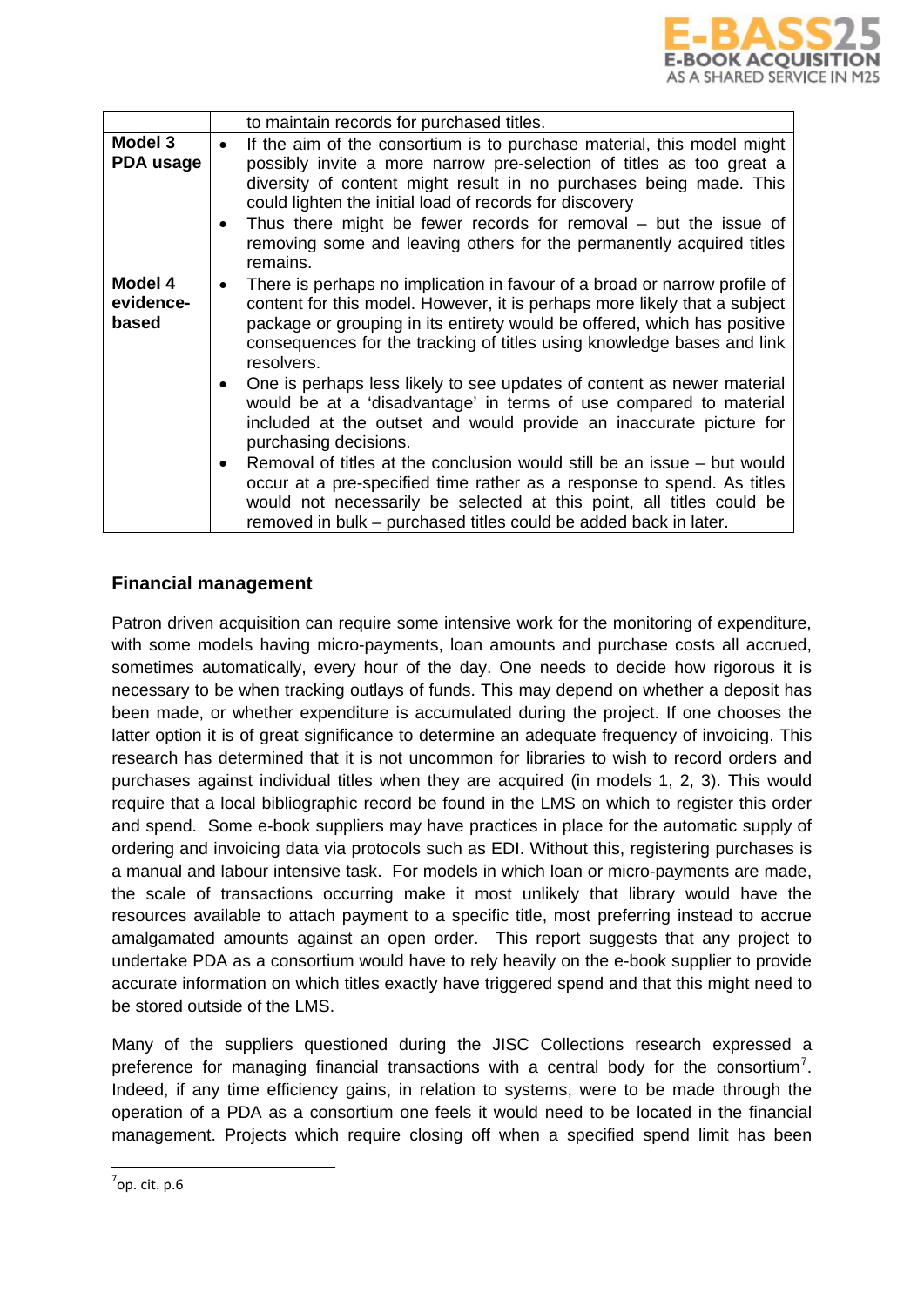| | |
|---|---|
| | to maintain records for purchased titles. |
| **Model 3 PDA usage** | • If the aim of the consortium is to purchase material, this model might possibly invite a more narrow pre-selection of titles as too great a diversity of content might result in no purchases being made. This could lighten the initial load of records for discovery<br>• Thus there might be fewer records for removal – but the issue of removing some and leaving others for the permanently acquired titles remains. |
| **Model 4 evidence-based** | • There is perhaps no implication in favour of a broad or narrow profile of content for this model. However, it is perhaps more likely that a subject package or grouping in its entirety would be offered, which has positive consequences for the tracking of titles using knowledge bases and link resolvers.<br>• One is perhaps less likely to see updates of content as newer material would be at a 'disadvantage' in terms of use compared to material included at the outset and would provide an inaccurate picture for purchasing decisions.<br>• Removal of titles at the conclusion would still be an issue – but would occur at a pre-specified time rather as a response to spend. As titles would not necessarily be selected at this point, all titles could be removed in bulk – purchased titles could be added back in later. |

### Financial management

Patron driven acquisition can require some intensive work for the monitoring of expenditure, with some models having micro-payments, loan amounts and purchase costs all accrued, sometimes automatically, every hour of the day. One needs to decide how rigorous it is necessary to be when tracking outlays of funds. This may depend on whether a deposit has been made, or whether expenditure is accumulated during the project. If one chooses the latter option it is of great significance to determine an adequate frequency of invoicing. This research has determined that it is not uncommon for libraries to wish to record orders and purchases against individual titles when they are acquired (in models 1, 2, 3). This would require that a local bibliographic record be found in the LMS on which to register this order and spend. Some e-book suppliers may have practices in place for the automatic supply of ordering and invoicing data via protocols such as EDI. Without this, registering purchases is a manual and labour intensive task. For models in which loan or micro-payments are made, the scale of transactions occurring make it most unlikely that library would have the resources available to attach payment to a specific title, most preferring instead to accrue amalgamated amounts against an open order. This report suggests that any project to undertake PDA as a consortium would have to rely heavily on the e-book supplier to provide accurate information on which titles exactly have triggered spend and that this might need to be stored outside of the LMS.

Many of the suppliers questioned during the JISC Collections research expressed a preference for managing financial transactions with a central body for the consortium[7]. Indeed, if any time efficiency gains, in relation to systems, were to be made through the operation of a PDA as a consortium one feels it would need to be located in the financial management. Projects which require closing off when a specified spend limit has been

[7] op. cit. p.6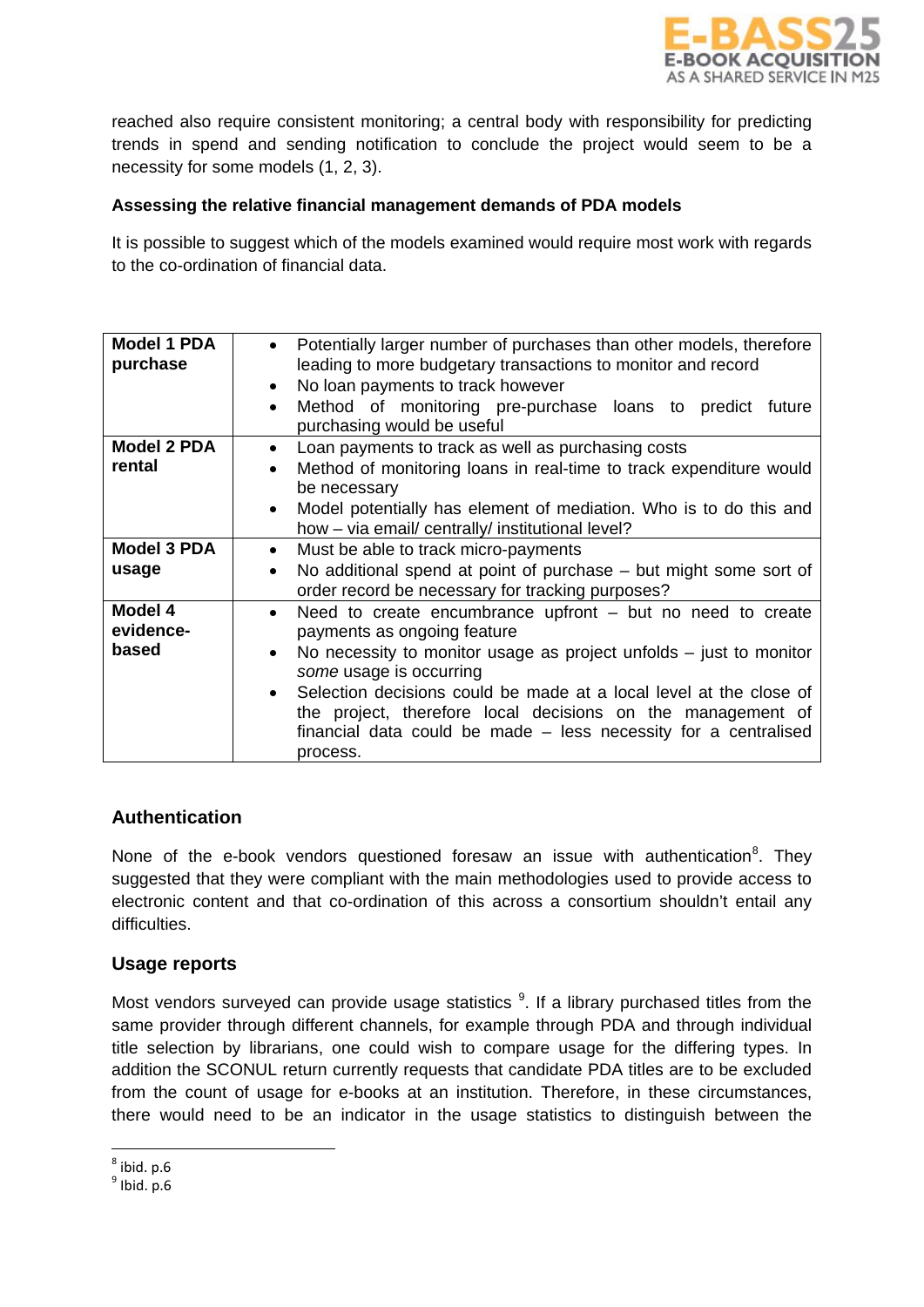reached also require consistent monitoring; a central body with responsibility for predicting trends in spend and sending notification to conclude the project would seem to be a necessity for some models (1, 2, 3).

**Assessing the relative financial management demands of PDA models**

It is possible to suggest which of the models examined would require most work with regards to the co-ordination of financial data.

| Model | Demands |
|---|---|
| **Model 1 PDA purchase** | • Potentially larger number of purchases than other models, therefore leading to more budgetary transactions to monitor and record<br>• No loan payments to track however<br>• Method of monitoring pre-purchase loans to predict future purchasing would be useful |
| **Model 2 PDA rental** | • Loan payments to track as well as purchasing costs<br>• Method of monitoring loans in real-time to track expenditure would be necessary<br>• Model potentially has element of mediation. Who is to do this and how – via email/ centrally/ institutional level? |
| **Model 3 PDA usage** | • Must be able to track micro-payments<br>• No additional spend at point of purchase – but might some sort of order record be necessary for tracking purposes? |
| **Model 4 evidence-based** | • Need to create encumbrance upfront – but no need to create payments as ongoing feature<br>• No necessity to monitor usage as project unfolds – just to monitor *some* usage is occurring<br>• Selection decisions could be made at a local level at the close of the project, therefore local decisions on the management of financial data could be made – less necessity for a centralised process. |

## Authentication

None of the e-book vendors questioned foresaw an issue with authentication[8]. They suggested that they were compliant with the main methodologies used to provide access to electronic content and that co-ordination of this across a consortium shouldn't entail any difficulties.

## Usage reports

Most vendors surveyed can provide usage statistics [9]. If a library purchased titles from the same provider through different channels, for example through PDA and through individual title selection by librarians, one could wish to compare usage for the differing types. In addition the SCONUL return currently requests that candidate PDA titles are to be excluded from the count of usage for e-books at an institution. Therefore, in these circumstances, there would need to be an indicator in the usage statistics to distinguish between the

[8] ibid. p.6
[9] Ibid. p.6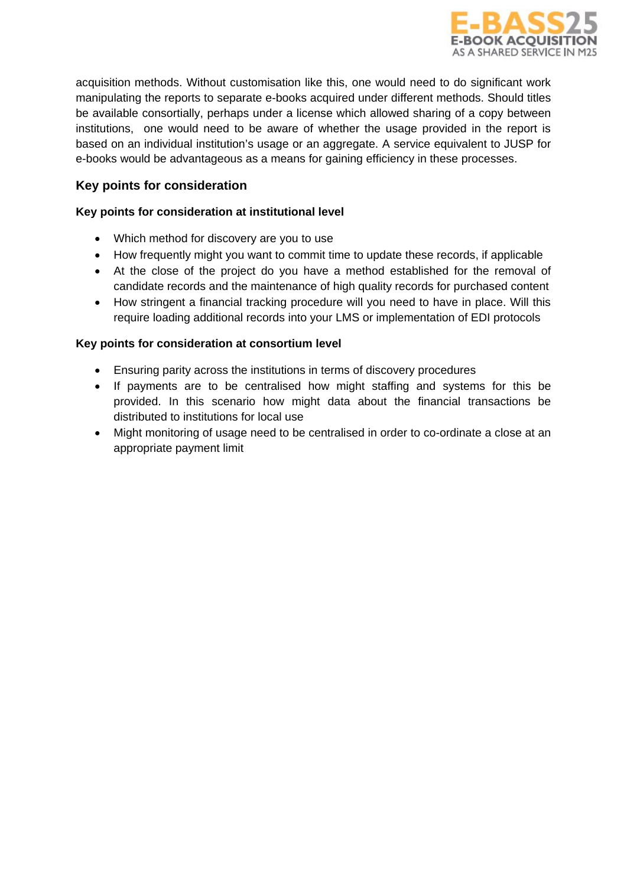acquisition methods. Without customisation like this, one would need to do significant work manipulating the reports to separate e-books acquired under different methods. Should titles be available consortially, perhaps under a license which allowed sharing of a copy between institutions, one would need to be aware of whether the usage provided in the report is based on an individual institution's usage or an aggregate. A service equivalent to JUSP for e-books would be advantageous as a means for gaining efficiency in these processes.

## Key points for consideration

### Key points for consideration at institutional level

- Which method for discovery are you to use
- How frequently might you want to commit time to update these records, if applicable
- At the close of the project do you have a method established for the removal of candidate records and the maintenance of high quality records for purchased content
- How stringent a financial tracking procedure will you need to have in place. Will this require loading additional records into your LMS or implementation of EDI protocols

### Key points for consideration at consortium level

- Ensuring parity across the institutions in terms of discovery procedures
- If payments are to be centralised how might staffing and systems for this be provided. In this scenario how might data about the financial transactions be distributed to institutions for local use
- Might monitoring of usage need to be centralised in order to co-ordinate a close at an appropriate payment limit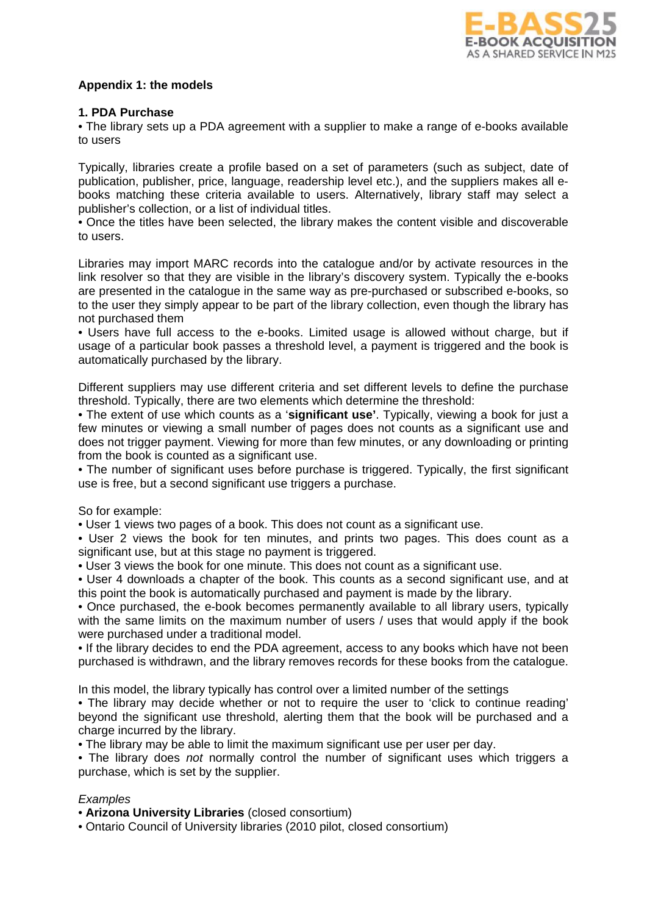**Appendix 1: the models**

**1. PDA Purchase**

• The library sets up a PDA agreement with a supplier to make a range of e-books available to users

Typically, libraries create a profile based on a set of parameters (such as subject, date of publication, publisher, price, language, readership level etc.), and the suppliers makes all e-books matching these criteria available to users. Alternatively, library staff may select a publisher's collection, or a list of individual titles.

• Once the titles have been selected, the library makes the content visible and discoverable to users.

Libraries may import MARC records into the catalogue and/or by activate resources in the link resolver so that they are visible in the library's discovery system. Typically the e-books are presented in the catalogue in the same way as pre-purchased or subscribed e-books, so to the user they simply appear to be part of the library collection, even though the library has not purchased them

• Users have full access to the e-books. Limited usage is allowed without charge, but if usage of a particular book passes a threshold level, a payment is triggered and the book is automatically purchased by the library.

Different suppliers may use different criteria and set different levels to define the purchase threshold. Typically, there are two elements which determine the threshold:

• The extent of use which counts as a '**significant use'**. Typically, viewing a book for just a few minutes or viewing a small number of pages does not counts as a significant use and does not trigger payment. Viewing for more than few minutes, or any downloading or printing from the book is counted as a significant use.

• The number of significant uses before purchase is triggered. Typically, the first significant use is free, but a second significant use triggers a purchase.

So for example:

• User 1 views two pages of a book. This does not count as a significant use.

• User 2 views the book for ten minutes, and prints two pages. This does count as a significant use, but at this stage no payment is triggered.

• User 3 views the book for one minute. This does not count as a significant use.

• User 4 downloads a chapter of the book. This counts as a second significant use, and at this point the book is automatically purchased and payment is made by the library.

• Once purchased, the e-book becomes permanently available to all library users, typically with the same limits on the maximum number of users / uses that would apply if the book were purchased under a traditional model.

• If the library decides to end the PDA agreement, access to any books which have not been purchased is withdrawn, and the library removes records for these books from the catalogue.

In this model, the library typically has control over a limited number of the settings

• The library may decide whether or not to require the user to 'click to continue reading' beyond the significant use threshold, alerting them that the book will be purchased and a charge incurred by the library.

• The library may be able to limit the maximum significant use per user per day.

• The library does *not* normally control the number of significant uses which triggers a purchase, which is set by the supplier.

*Examples*

• **Arizona University Libraries** (closed consortium)

• Ontario Council of University libraries (2010 pilot, closed consortium)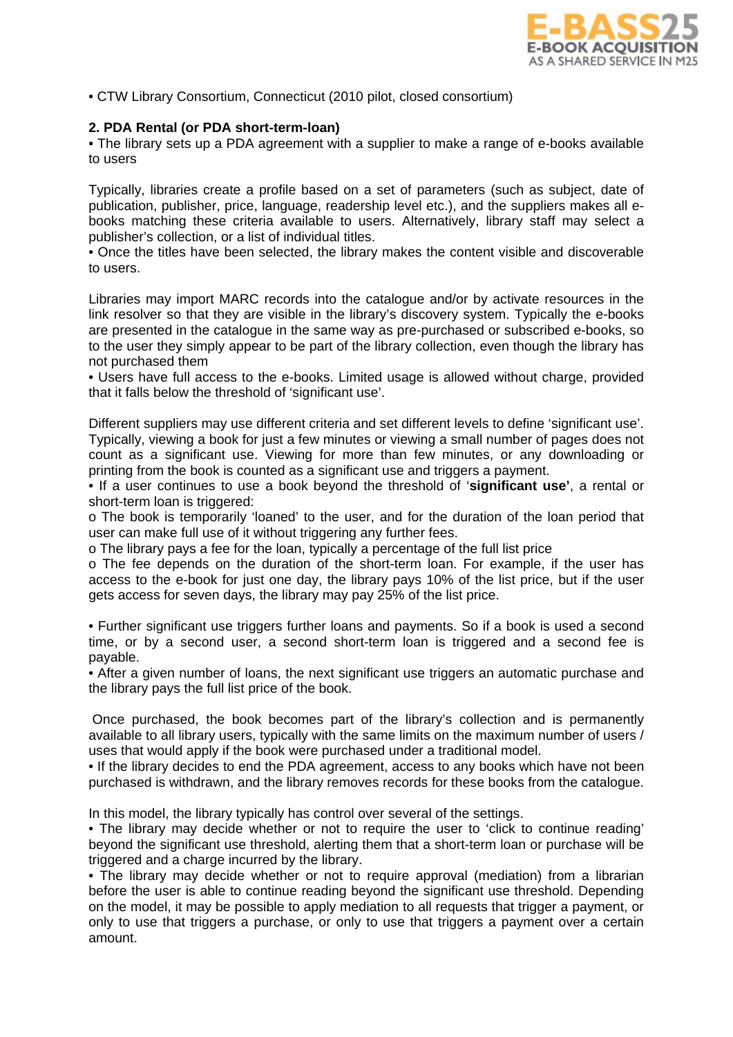- CTW Library Consortium, Connecticut (2010 pilot, closed consortium)

**2. PDA Rental (or PDA short-term-loan)**

- The library sets up a PDA agreement with a supplier to make a range of e-books available to users

Typically, libraries create a profile based on a set of parameters (such as subject, date of publication, publisher, price, language, readership level etc.), and the suppliers makes all e-books matching these criteria available to users. Alternatively, library staff may select a publisher's collection, or a list of individual titles.

- Once the titles have been selected, the library makes the content visible and discoverable to users.

Libraries may import MARC records into the catalogue and/or by activate resources in the link resolver so that they are visible in the library's discovery system. Typically the e-books are presented in the catalogue in the same way as pre-purchased or subscribed e-books, so to the user they simply appear to be part of the library collection, even though the library has not purchased them

- Users have full access to the e-books. Limited usage is allowed without charge, provided that it falls below the threshold of 'significant use'.

Different suppliers may use different criteria and set different levels to define 'significant use'. Typically, viewing a book for just a few minutes or viewing a small number of pages does not count as a significant use. Viewing for more than few minutes, or any downloading or printing from the book is counted as a significant use and triggers a payment.

- If a user continues to use a book beyond the threshold of '**significant use'**, a rental or short-term loan is triggered:
  - The book is temporarily 'loaned' to the user, and for the duration of the loan period that user can make full use of it without triggering any further fees.
  - The library pays a fee for the loan, typically a percentage of the full list price
  - The fee depends on the duration of the short-term loan. For example, if the user has access to the e-book for just one day, the library pays 10% of the list price, but if the user gets access for seven days, the library may pay 25% of the list price.

- Further significant use triggers further loans and payments. So if a book is used a second time, or by a second user, a second short-term loan is triggered and a second fee is payable.
- After a given number of loans, the next significant use triggers an automatic purchase and the library pays the full list price of the book.

Once purchased, the book becomes part of the library's collection and is permanently available to all library users, typically with the same limits on the maximum number of users / uses that would apply if the book were purchased under a traditional model.

- If the library decides to end the PDA agreement, access to any books which have not been purchased is withdrawn, and the library removes records for these books from the catalogue.

In this model, the library typically has control over several of the settings.

- The library may decide whether or not to require the user to 'click to continue reading' beyond the significant use threshold, alerting them that a short-term loan or purchase will be triggered and a charge incurred by the library.
- The library may decide whether or not to require approval (mediation) from a librarian before the user is able to continue reading beyond the significant use threshold. Depending on the model, it may be possible to apply mediation to all requests that trigger a payment, or only to use that triggers a purchase, or only to use that triggers a payment over a certain amount.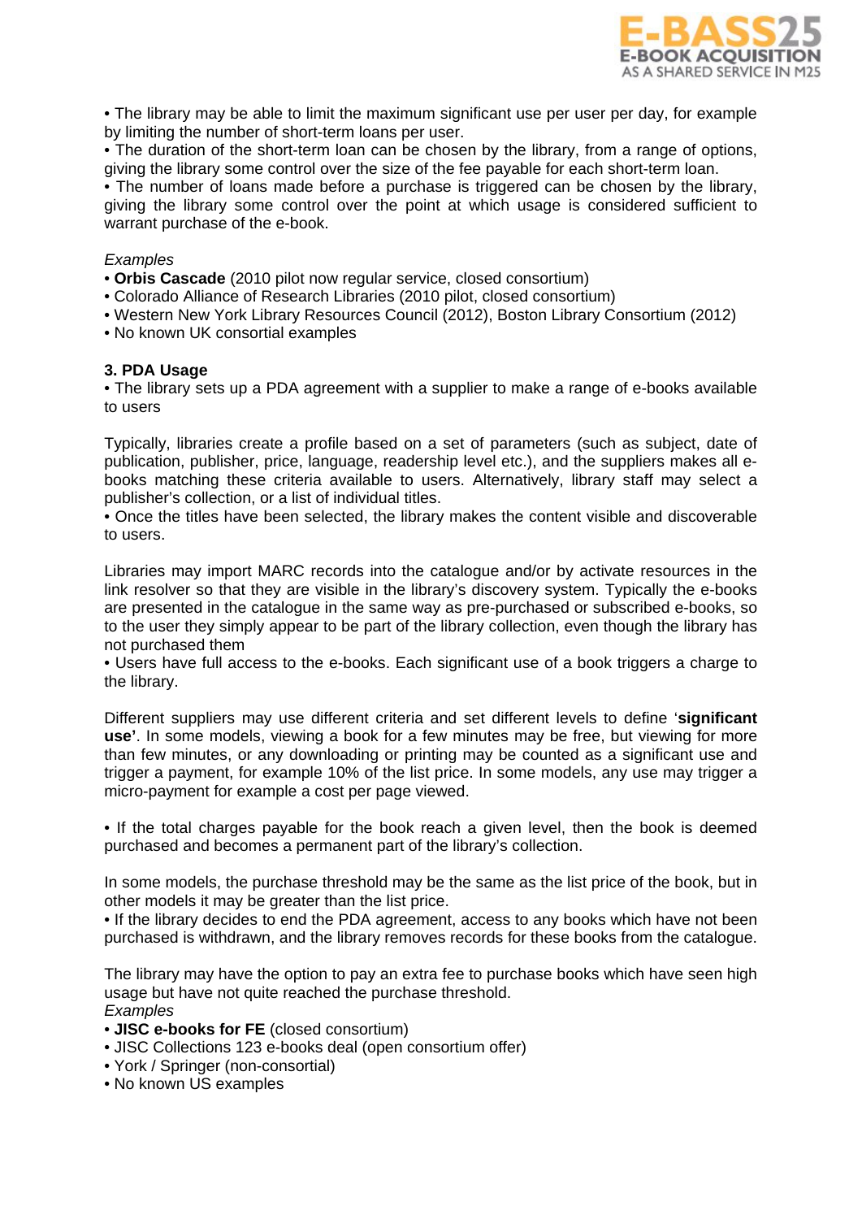• The library may be able to limit the maximum significant use per user per day, for example by limiting the number of short-term loans per user.
• The duration of the short-term loan can be chosen by the library, from a range of options, giving the library some control over the size of the fee payable for each short-term loan.
• The number of loans made before a purchase is triggered can be chosen by the library, giving the library some control over the point at which usage is considered sufficient to warrant purchase of the e-book.

*Examples*
• **Orbis Cascade** (2010 pilot now regular service, closed consortium)
• Colorado Alliance of Research Libraries (2010 pilot, closed consortium)
• Western New York Library Resources Council (2012), Boston Library Consortium (2012)
• No known UK consortial examples

**3. PDA Usage**
• The library sets up a PDA agreement with a supplier to make a range of e-books available to users

Typically, libraries create a profile based on a set of parameters (such as subject, date of publication, publisher, price, language, readership level etc.), and the suppliers makes all e-books matching these criteria available to users. Alternatively, library staff may select a publisher's collection, or a list of individual titles.
• Once the titles have been selected, the library makes the content visible and discoverable to users.

Libraries may import MARC records into the catalogue and/or by activate resources in the link resolver so that they are visible in the library's discovery system. Typically the e-books are presented in the catalogue in the same way as pre-purchased or subscribed e-books, so to the user they simply appear to be part of the library collection, even though the library has not purchased them
• Users have full access to the e-books. Each significant use of a book triggers a charge to the library.

Different suppliers may use different criteria and set different levels to define '**significant use'**. In some models, viewing a book for a few minutes may be free, but viewing for more than few minutes, or any downloading or printing may be counted as a significant use and trigger a payment, for example 10% of the list price. In some models, any use may trigger a micro-payment for example a cost per page viewed.

• If the total charges payable for the book reach a given level, then the book is deemed purchased and becomes a permanent part of the library's collection.

In some models, the purchase threshold may be the same as the list price of the book, but in other models it may be greater than the list price.
• If the library decides to end the PDA agreement, access to any books which have not been purchased is withdrawn, and the library removes records for these books from the catalogue.

The library may have the option to pay an extra fee to purchase books which have seen high usage but have not quite reached the purchase threshold.
*Examples*
• **JISC e-books for FE** (closed consortium)
• JISC Collections 123 e-books deal (open consortium offer)
• York / Springer (non-consortial)
• No known US examples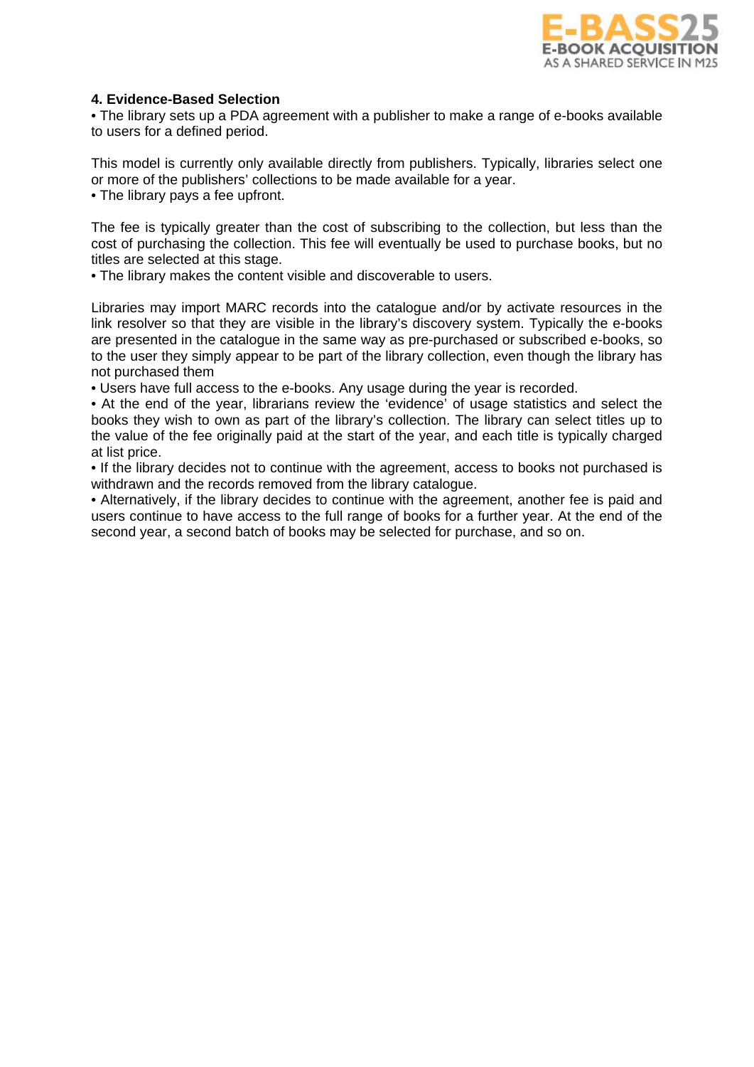**4. Evidence-Based Selection**

- The library sets up a PDA agreement with a publisher to make a range of e-books available to users for a defined period.

This model is currently only available directly from publishers. Typically, libraries select one or more of the publishers' collections to be made available for a year.

- The library pays a fee upfront.

The fee is typically greater than the cost of subscribing to the collection, but less than the cost of purchasing the collection. This fee will eventually be used to purchase books, but no titles are selected at this stage.

- The library makes the content visible and discoverable to users.

Libraries may import MARC records into the catalogue and/or by activate resources in the link resolver so that they are visible in the library's discovery system. Typically the e-books are presented in the catalogue in the same way as pre-purchased or subscribed e-books, so to the user they simply appear to be part of the library collection, even though the library has not purchased them

- Users have full access to the e-books. Any usage during the year is recorded.
- At the end of the year, librarians review the 'evidence' of usage statistics and select the books they wish to own as part of the library's collection. The library can select titles up to the value of the fee originally paid at the start of the year, and each title is typically charged at list price.
- If the library decides not to continue with the agreement, access to books not purchased is withdrawn and the records removed from the library catalogue.
- Alternatively, if the library decides to continue with the agreement, another fee is paid and users continue to have access to the full range of books for a further year. At the end of the second year, a second batch of books may be selected for purchase, and so on.